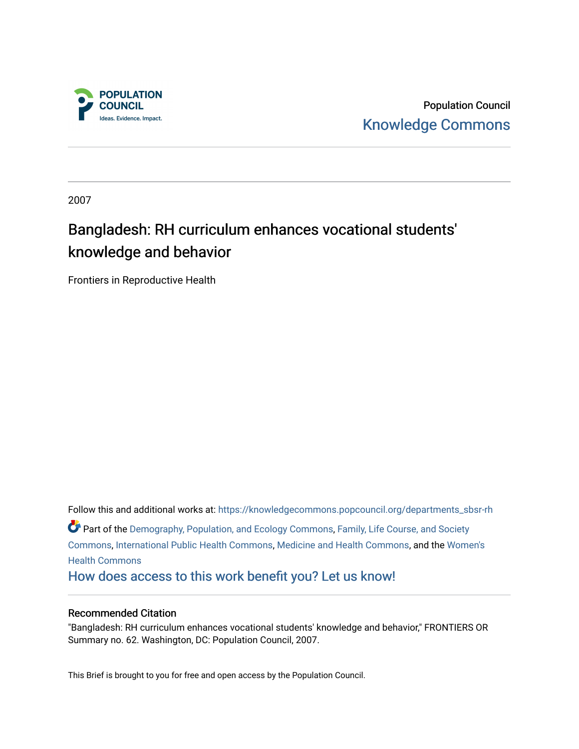Population Council

Knowledge Commons

2007

# Bangladesh: RH curriculum enhances vocational students' knowledge and behavior

Frontiers in Reproductive Health

Follow this and additional works at: https://knowledgecommons.popcouncil.org/departments_sbsr-rh

Part of the Demography, Population, and Ecology Commons, Family, Life Course, and Society Commons, International Public Health Commons, Medicine and Health Commons, and the Women's Health Commons

How does access to this work benefit you? Let us know!

## Recommended Citation

"Bangladesh: RH curriculum enhances vocational students' knowledge and behavior," FRONTIERS OR Summary no. 62. Washington, DC: Population Council, 2007.

This Brief is brought to you for free and open access by the Population Council.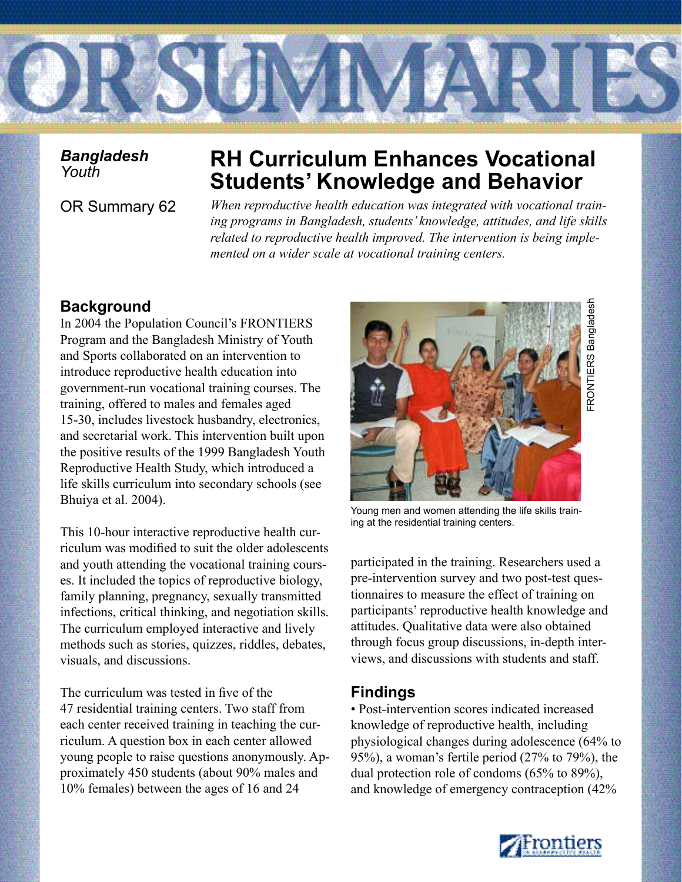*Bangladesh*
*Youth*

OR Summary 62

# RH Curriculum Enhances Vocational Students' Knowledge and Behavior

*When reproductive health education was integrated with vocational training programs in Bangladesh, students' knowledge, attitudes, and life skills related to reproductive health improved. The intervention is being implemented on a wider scale at vocational training centers.*

## Background

In 2004 the Population Council's FRONTIERS Program and the Bangladesh Ministry of Youth and Sports collaborated on an intervention to introduce reproductive health education into government-run vocational training courses. The training, offered to males and females aged 15-30, includes livestock husbandry, electronics, and secretarial work. This intervention built upon the positive results of the 1999 Bangladesh Youth Reproductive Health Study, which introduced a life skills curriculum into secondary schools (see Bhuiya et al. 2004).

This 10-hour interactive reproductive health curriculum was modified to suit the older adolescents and youth attending the vocational training courses. It included the topics of reproductive biology, family planning, pregnancy, sexually transmitted infections, critical thinking, and negotiation skills. The curriculum employed interactive and lively methods such as stories, quizzes, riddles, debates, visuals, and discussions.

The curriculum was tested in five of the 47 residential training centers. Two staff from each center received training in teaching the curriculum. A question box in each center allowed young people to raise questions anonymously. Approximately 450 students (about 90% males and 10% females) between the ages of 16 and 24 participated in the training. Researchers used a pre-intervention survey and two post-test questionnaires to measure the effect of training on participants' reproductive health knowledge and attitudes. Qualitative data were also obtained through focus group discussions, in-depth interviews, and discussions with students and staff.

FRONTIERS Bangladesh

Young men and women attending the life skills training at the residential training centers.

## Findings

- Post-intervention scores indicated increased knowledge of reproductive health, including physiological changes during adolescence (64% to 95%), a woman's fertile period (27% to 79%), the dual protection role of condoms (65% to 89%), and knowledge of emergency contraception (42%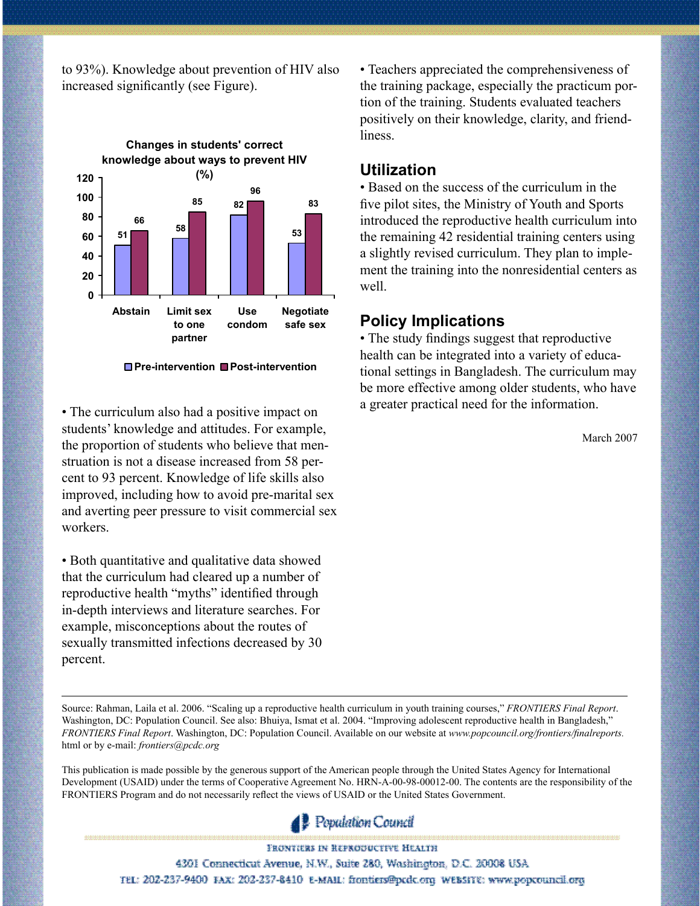to 93%). Knowledge about prevention of HIV also increased significantly (see Figure).

**Changes in students' correct knowledge about ways to prevent HIV (%)**

120
100
80
60
40
20
0

Abstain: 51, 66
Limit sex to one partner: 58, 85
Use condom: 82, 96
Negotiate safe sex: 53, 83

Pre-intervention
Post-intervention

• The curriculum also had a positive impact on students' knowledge and attitudes. For example, the proportion of students who believe that menstruation is not a disease increased from 58 percent to 93 percent. Knowledge of life skills also improved, including how to avoid pre-marital sex and averting peer pressure to visit commercial sex workers.

• Both quantitative and qualitative data showed that the curriculum had cleared up a number of reproductive health "myths" identified through in-depth interviews and literature searches. For example, misconceptions about the routes of sexually transmitted infections decreased by 30 percent.

• Teachers appreciated the comprehensiveness of the training package, especially the practicum portion of the training. Students evaluated teachers positively on their knowledge, clarity, and friendliness.

## Utilization

• Based on the success of the curriculum in the five pilot sites, the Ministry of Youth and Sports introduced the reproductive health curriculum into the remaining 42 residential training centers using a slightly revised curriculum. They plan to implement the training into the nonresidential centers as well.

## Policy Implications

• The study findings suggest that reproductive health can be integrated into a variety of educational settings in Bangladesh. The curriculum may be more effective among older students, who have a greater practical need for the information.

March 2007

---

Source: Rahman, Laila et al. 2006. "Scaling up a reproductive health curriculum in youth training courses," *FRONTIERS Final Report*. Washington, DC: Population Council. See also: Bhuiya, Ismat et al. 2004. "Improving adolescent reproductive health in Bangladesh," *FRONTIERS Final Report*. Washington, DC: Population Council. Available on our website at *www.popcouncil.org/frontiers/finalreports.*html or by e-mail: *frontiers@pcdc.org*

This publication is made possible by the generous support of the American people through the United States Agency for International Development (USAID) under the terms of Cooperative Agreement No. HRN-A-00-98-00012-00. The contents are the responsibility of the FRONTIERS Program and do not necessarily reflect the views of USAID or the United States Government.

Population Council

FRONTIERS IN REPRODUCTIVE HEALTH

4301 Connecticut Avenue, N.W., Suite 280, Washington, D.C. 20008 USA

TEL: 202-237-9400 FAX: 202-237-8410 E-MAIL: frontiers@pcdc.org WEBSITE: www.popcouncil.org